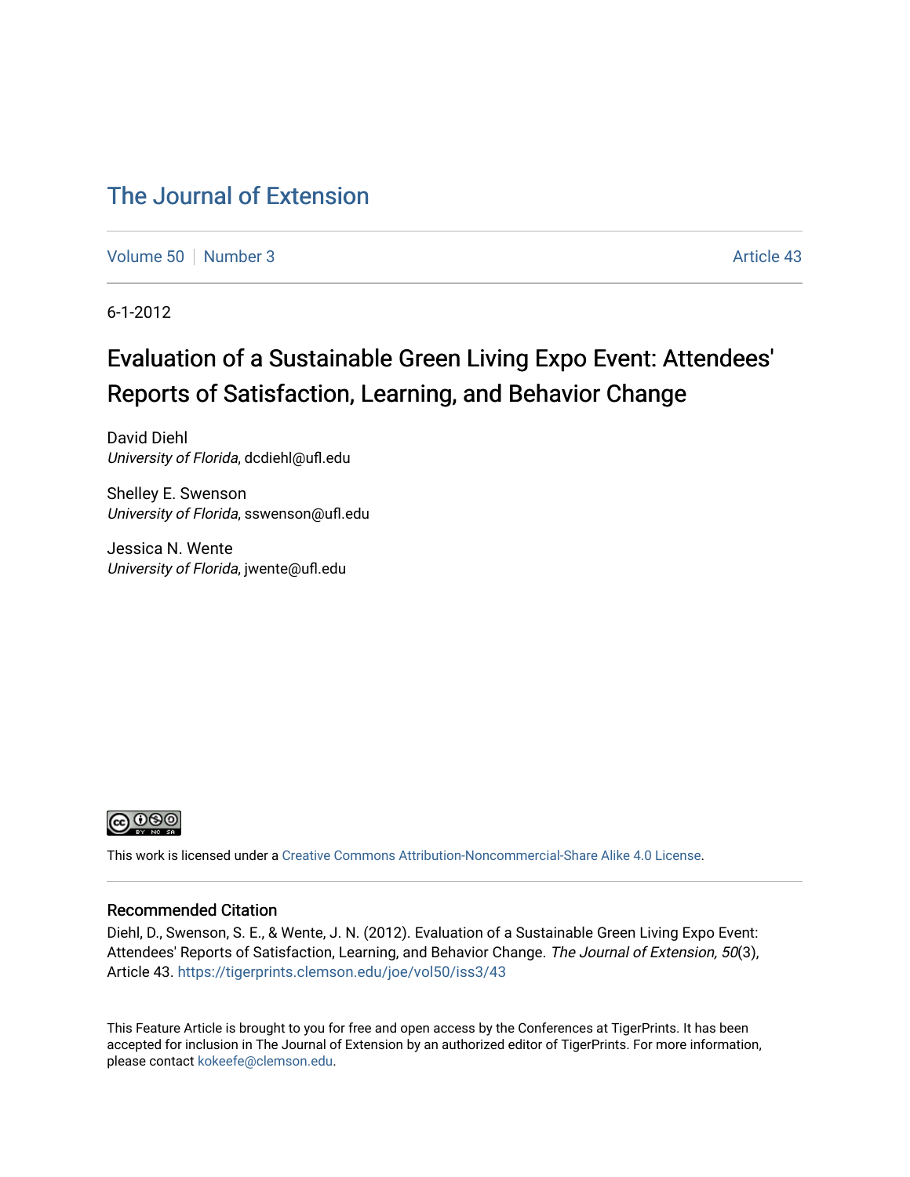# The Journal of Extension

Volume 50 | Number 3 | Article 43

6-1-2012

## Evaluation of a Sustainable Green Living Expo Event: Attendees' Reports of Satisfaction, Learning, and Behavior Change

David Diehl
*University of Florida*, dcdiehl@ufl.edu

Shelley E. Swenson
*University of Florida*, sswenson@ufl.edu

Jessica N. Wente
*University of Florida*, jwente@ufl.edu

This work is licensed under a Creative Commons Attribution-Noncommercial-Share Alike 4.0 License.

### Recommended Citation

Diehl, D., Swenson, S. E., & Wente, J. N. (2012). Evaluation of a Sustainable Green Living Expo Event: Attendees' Reports of Satisfaction, Learning, and Behavior Change. *The Journal of Extension, 50*(3), Article 43. https://tigerprints.clemson.edu/joe/vol50/iss3/43

This Feature Article is brought to you for free and open access by the Conferences at TigerPrints. It has been accepted for inclusion in The Journal of Extension by an authorized editor of TigerPrints. For more information, please contact kokeefe@clemson.edu.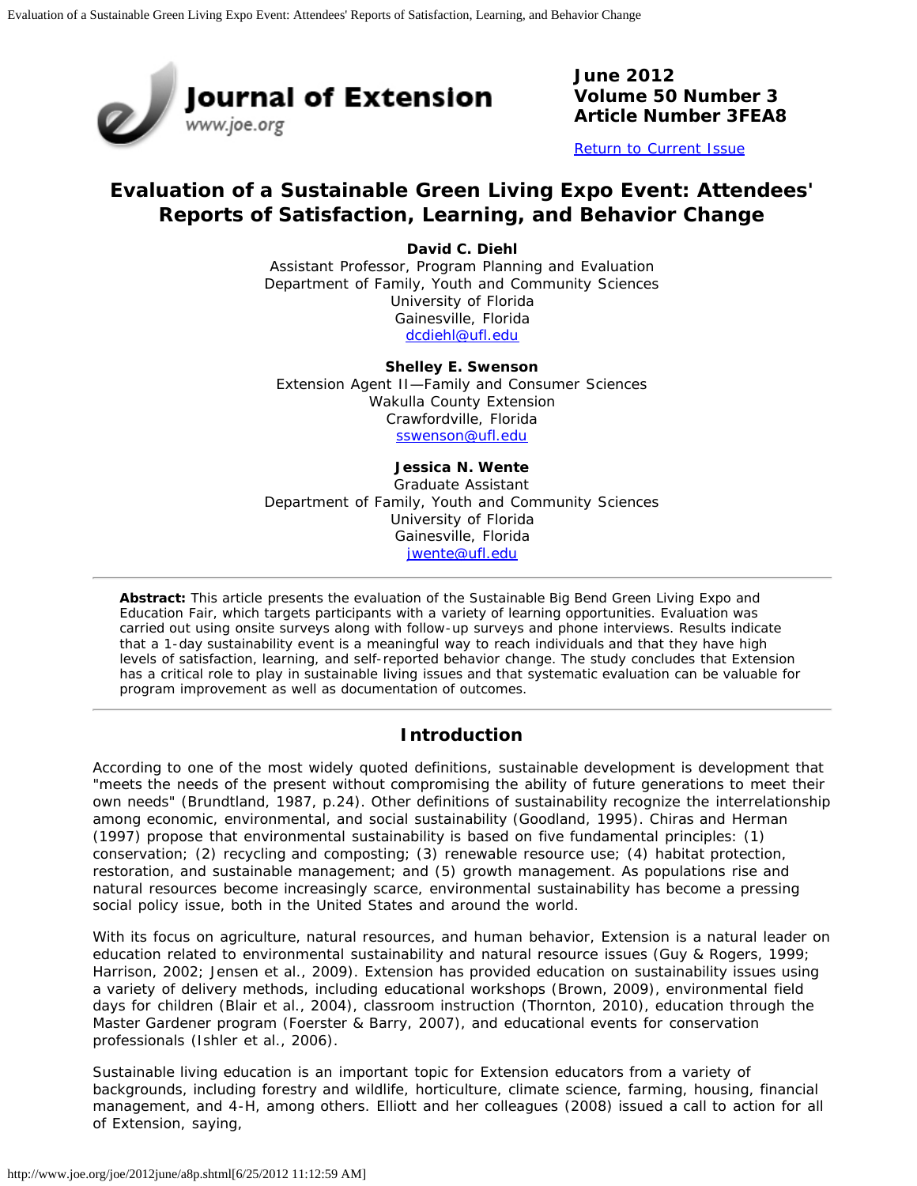June 2012
Volume 50 Number 3
Article Number 3FEA8

[Return to Current Issue](#)

# Evaluation of a Sustainable Green Living Expo Event: Attendees' Reports of Satisfaction, Learning, and Behavior Change

**David C. Diehl**
Assistant Professor, Program Planning and Evaluation
Department of Family, Youth and Community Sciences
University of Florida
Gainesville, Florida
dcdiehl@ufl.edu

**Shelley E. Swenson**
Extension Agent II—Family and Consumer Sciences
Wakulla County Extension
Crawfordville, Florida
sswenson@ufl.edu

**Jessica N. Wente**
Graduate Assistant
Department of Family, Youth and Community Sciences
University of Florida
Gainesville, Florida
jwente@ufl.edu

**Abstract:** This article presents the evaluation of the Sustainable Big Bend Green Living Expo and Education Fair, which targets participants with a variety of learning opportunities. Evaluation was carried out using onsite surveys along with follow-up surveys and phone interviews. Results indicate that a 1-day sustainability event is a meaningful way to reach individuals and that they have high levels of satisfaction, learning, and self-reported behavior change. The study concludes that Extension has a critical role to play in sustainable living issues and that systematic evaluation can be valuable for program improvement as well as documentation of outcomes.

## Introduction

According to one of the most widely quoted definitions, sustainable development is development that "meets the needs of the present without compromising the ability of future generations to meet their own needs" (Brundtland, 1987, p.24). Other definitions of sustainability recognize the interrelationship among economic, environmental, and social sustainability (Goodland, 1995). Chiras and Herman (1997) propose that environmental sustainability is based on five fundamental principles: (1) conservation; (2) recycling and composting; (3) renewable resource use; (4) habitat protection, restoration, and sustainable management; and (5) growth management. As populations rise and natural resources become increasingly scarce, environmental sustainability has become a pressing social policy issue, both in the United States and around the world.

With its focus on agriculture, natural resources, and human behavior, Extension is a natural leader on education related to environmental sustainability and natural resource issues (Guy & Rogers, 1999; Harrison, 2002; Jensen et al., 2009). Extension has provided education on sustainability issues using a variety of delivery methods, including educational workshops (Brown, 2009), environmental field days for children (Blair et al., 2004), classroom instruction (Thornton, 2010), education through the Master Gardener program (Foerster & Barry, 2007), and educational events for conservation professionals (Ishler et al., 2006).

Sustainable living education is an important topic for Extension educators from a variety of backgrounds, including forestry and wildlife, horticulture, climate science, farming, housing, financial management, and 4-H, among others. Elliott and her colleagues (2008) issued a call to action for all of Extension, saying,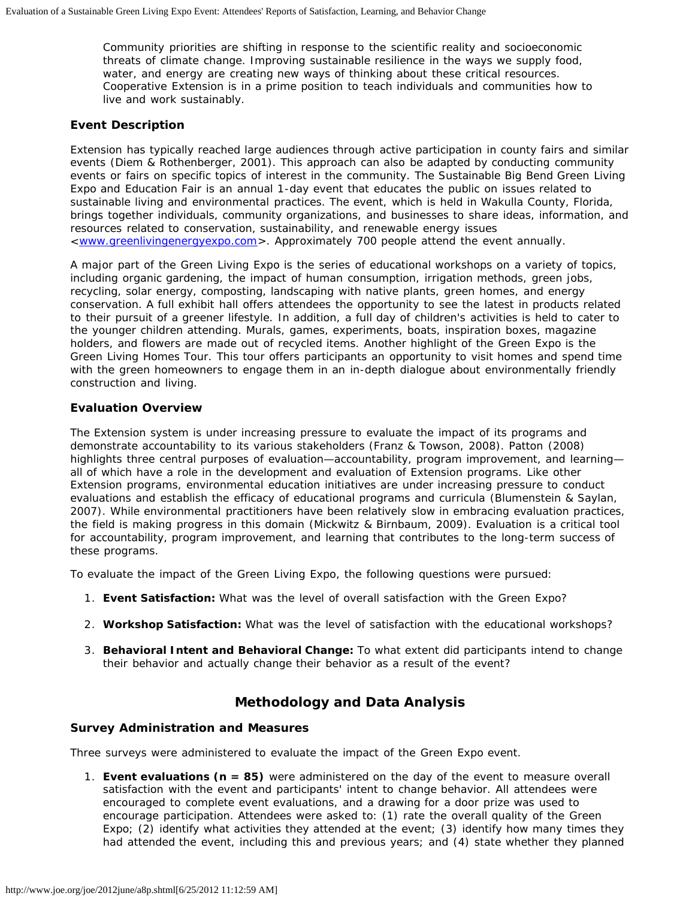Community priorities are shifting in response to the scientific reality and socioeconomic threats of climate change. Improving sustainable resilience in the ways we supply food, water, and energy are creating new ways of thinking about these critical resources. Cooperative Extension is in a prime position to teach individuals and communities how to live and work sustainably.

### Event Description

Extension has typically reached large audiences through active participation in county fairs and similar events (Diem & Rothenberger, 2001). This approach can also be adapted by conducting community events or fairs on specific topics of interest in the community. The Sustainable Big Bend Green Living Expo and Education Fair is an annual 1-day event that educates the public on issues related to sustainable living and environmental practices. The event, which is held in Wakulla County, Florida, brings together individuals, community organizations, and businesses to share ideas, information, and resources related to conservation, sustainability, and renewable energy issues <www.greenlivingenergyexpo.com>. Approximately 700 people attend the event annually.

A major part of the Green Living Expo is the series of educational workshops on a variety of topics, including organic gardening, the impact of human consumption, irrigation methods, green jobs, recycling, solar energy, composting, landscaping with native plants, green homes, and energy conservation. A full exhibit hall offers attendees the opportunity to see the latest in products related to their pursuit of a greener lifestyle. In addition, a full day of children's activities is held to cater to the younger children attending. Murals, games, experiments, boats, inspiration boxes, magazine holders, and flowers are made out of recycled items. Another highlight of the Green Expo is the Green Living Homes Tour. This tour offers participants an opportunity to visit homes and spend time with the green homeowners to engage them in an in-depth dialogue about environmentally friendly construction and living.

### Evaluation Overview

The Extension system is under increasing pressure to evaluate the impact of its programs and demonstrate accountability to its various stakeholders (Franz & Towson, 2008). Patton (2008) highlights three central purposes of evaluation—accountability, program improvement, and learning—all of which have a role in the development and evaluation of Extension programs. Like other Extension programs, environmental education initiatives are under increasing pressure to conduct evaluations and establish the efficacy of educational programs and curricula (Blumenstein & Saylan, 2007). While environmental practitioners have been relatively slow in embracing evaluation practices, the field is making progress in this domain (Mickwitz & Birnbaum, 2009). Evaluation is a critical tool for accountability, program improvement, and learning that contributes to the long-term success of these programs.

To evaluate the impact of the Green Living Expo, the following questions were pursued:

1. **Event Satisfaction:** What was the level of overall satisfaction with the Green Expo?
2. **Workshop Satisfaction:** What was the level of satisfaction with the educational workshops?
3. **Behavioral Intent and Behavioral Change:** To what extent did participants intend to change their behavior and actually change their behavior as a result of the event?

## Methodology and Data Analysis

### Survey Administration and Measures

Three surveys were administered to evaluate the impact of the Green Expo event.

1. **Event evaluations (n = 85)** were administered on the day of the event to measure overall satisfaction with the event and participants' intent to change behavior. All attendees were encouraged to complete event evaluations, and a drawing for a door prize was used to encourage participation. Attendees were asked to: (1) rate the overall quality of the Green Expo; (2) identify what activities they attended at the event; (3) identify how many times they had attended the event, including this and previous years; and (4) state whether they planned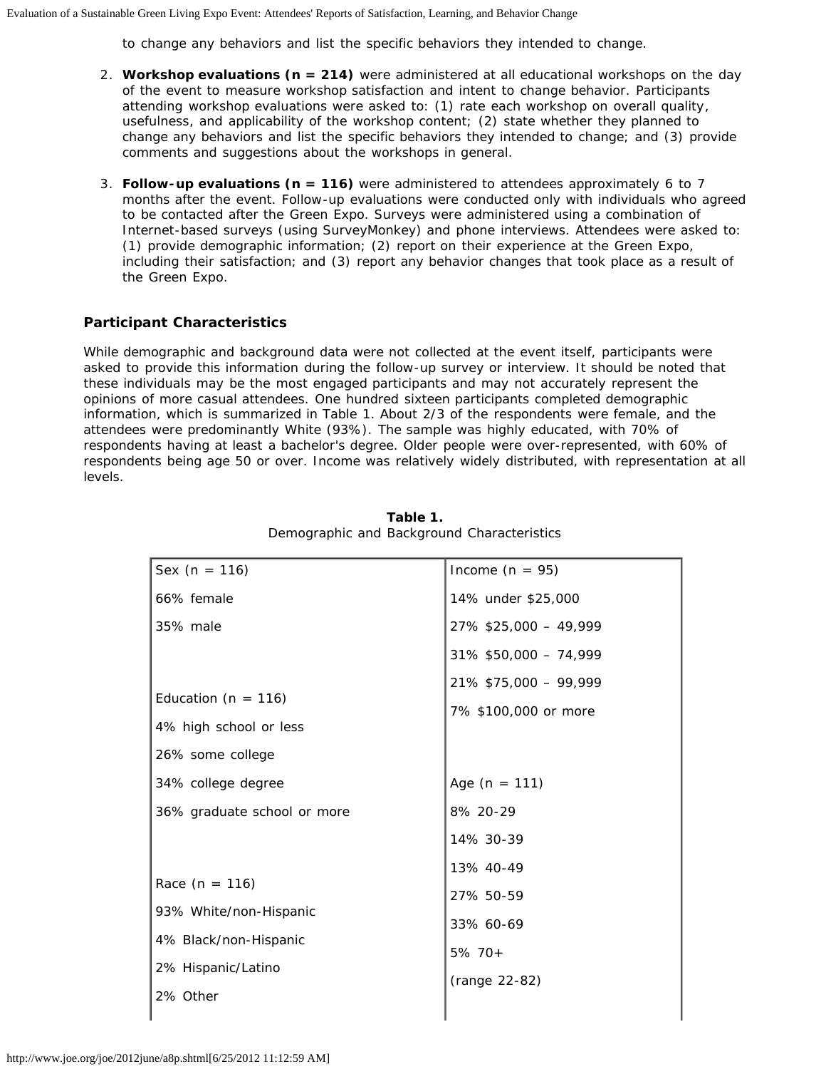to change any behaviors and list the specific behaviors they intended to change.

2. **Workshop evaluations (n = 214)** were administered at all educational workshops on the day of the event to measure workshop satisfaction and intent to change behavior. Participants attending workshop evaluations were asked to: (1) rate each workshop on overall quality, usefulness, and applicability of the workshop content; (2) state whether they planned to change any behaviors and list the specific behaviors they intended to change; and (3) provide comments and suggestions about the workshops in general.

3. **Follow-up evaluations (n = 116)** were administered to attendees approximately 6 to 7 months after the event. Follow-up evaluations were conducted only with individuals who agreed to be contacted after the Green Expo. Surveys were administered using a combination of Internet-based surveys (using SurveyMonkey) and phone interviews. Attendees were asked to: (1) provide demographic information; (2) report on their experience at the Green Expo, including their satisfaction; and (3) report any behavior changes that took place as a result of the Green Expo.

### Participant Characteristics

While demographic and background data were not collected at the event itself, participants were asked to provide this information during the follow-up survey or interview. It should be noted that these individuals may be the most engaged participants and may not accurately represent the opinions of more casual attendees. One hundred sixteen participants completed demographic information, which is summarized in Table 1. About 2/3 of the respondents were female, and the attendees were predominantly White (93%). The sample was highly educated, with 70% of respondents having at least a bachelor's degree. Older people were over-represented, with 60% of respondents being age 50 or over. Income was relatively widely distributed, with representation at all levels.

**Table 1.**
Demographic and Background Characteristics

| | |
|---|---|
| Sex (n = 116) | Income (n = 95) |
| 66% female | 14% under $25,000 |
| 35% male | 27% $25,000 – 49,999 |
| | 31% $50,000 – 74,999 |
| | 21% $75,000 – 99,999 |
| Education (n = 116) | 7% $100,000 or more |
| 4% high school or less | |
| 26% some college | |
| 34% college degree | Age (n = 111) |
| 36% graduate school or more | 8% 20-29 |
| | 14% 30-39 |
| | 13% 40-49 |
| Race (n = 116) | 27% 50-59 |
| 93% White/non-Hispanic | 33% 60-69 |
| 4% Black/non-Hispanic | 5% 70+ |
| 2% Hispanic/Latino | (range 22-82) |
| 2% Other | |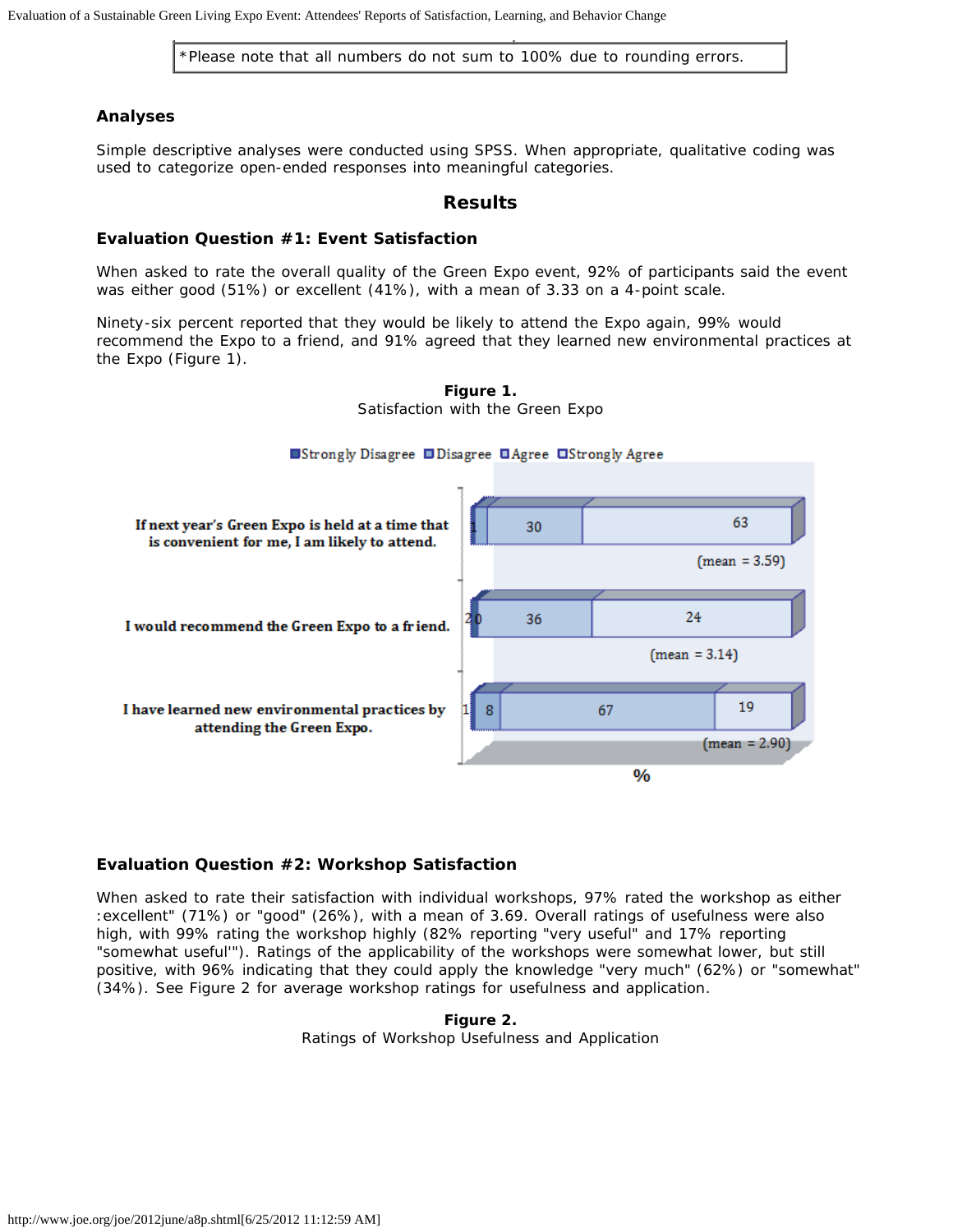*Please note that all numbers do not sum to 100% due to rounding errors.

### Analyses

Simple descriptive analyses were conducted using SPSS. When appropriate, qualitative coding was used to categorize open-ended responses into meaningful categories.

## Results

### Evaluation Question #1: Event Satisfaction

When asked to rate the overall quality of the Green Expo event, 92% of participants said the event was either good (51%) or excellent (41%), with a mean of 3.33 on a 4-point scale.

Ninety-six percent reported that they would be likely to attend the Expo again, 99% would recommend the Expo to a friend, and 91% agreed that they learned new environmental practices at the Expo (Figure 1).

**Figure 1.**
Satisfaction with the Green Expo

| Statement | Strongly Disagree | Disagree | Agree | Strongly Agree | Mean |
|---|---|---|---|---|---|
| If next year's Green Expo is held at a time that is convenient for me, I am likely to attend. | | 1 | 30 | 63 | 3.59 |
| I would recommend the Green Expo to a friend. | 2 | 0 | 36 | 24 | 3.14 |
| I have learned new environmental practices by attending the Green Expo. | 1 | 8 | 67 | 19 | 2.90 |

### Evaluation Question #2: Workshop Satisfaction

When asked to rate their satisfaction with individual workshops, 97% rated the workshop as either :excellent" (71%) or "good" (26%), with a mean of 3.69. Overall ratings of usefulness were also high, with 99% rating the workshop highly (82% reporting "very useful" and 17% reporting "somewhat useful'"). Ratings of the applicability of the workshops were somewhat lower, but still positive, with 96% indicating that they could apply the knowledge "very much" (62%) or "somewhat" (34%). See Figure 2 for average workshop ratings for usefulness and application.

**Figure 2.**
Ratings of Workshop Usefulness and Application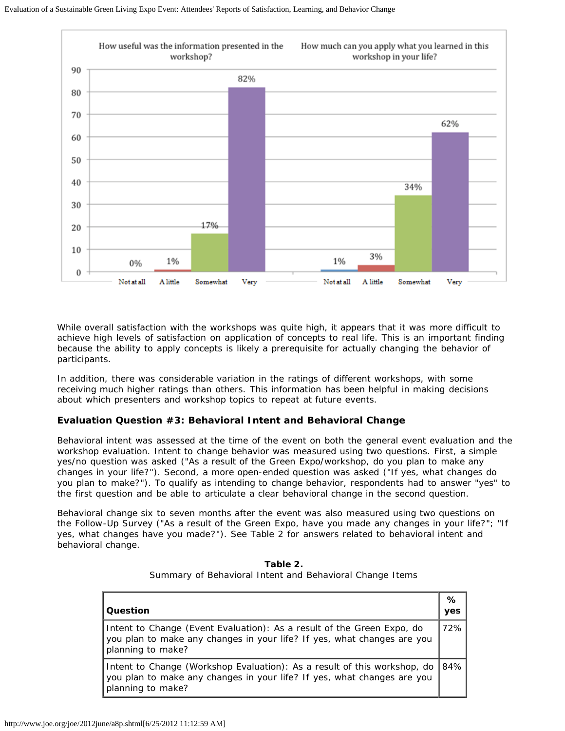While overall satisfaction with the workshops was quite high, it appears that it was more difficult to achieve high levels of satisfaction on application of concepts to real life. This is an important finding because the ability to apply concepts is likely a prerequisite for actually changing the behavior of participants.

In addition, there was considerable variation in the ratings of different workshops, with some receiving much higher ratings than others. This information has been helpful in making decisions about which presenters and workshop topics to repeat at future events.

### Evaluation Question #3: Behavioral Intent and Behavioral Change

Behavioral intent was assessed at the time of the event on both the general event evaluation and the workshop evaluation. Intent to change behavior was measured using two questions. First, a simple yes/no question was asked ("As a result of the Green Expo/workshop, do you plan to make any changes in your life?"). Second, a more open-ended question was asked ("If yes, what changes do you plan to make?"). To qualify as intending to change behavior, respondents had to answer "yes" to the first question and be able to articulate a clear behavioral change in the second question.

Behavioral change six to seven months after the event was also measured using two questions on the Follow-Up Survey ("As a result of the Green Expo, have you made any changes in your life?"; "If yes, what changes have you made?"). See Table 2 for answers related to behavioral intent and behavioral change.

**Table 2.**
Summary of Behavioral Intent and Behavioral Change Items

| Question | % yes |
|---|---|
| Intent to Change (Event Evaluation): As a result of the Green Expo, do you plan to make any changes in your life? If yes, what changes are you planning to make? | 72% |
| Intent to Change (Workshop Evaluation): As a result of this workshop, do you plan to make any changes in your life? If yes, what changes are you planning to make? | 84% |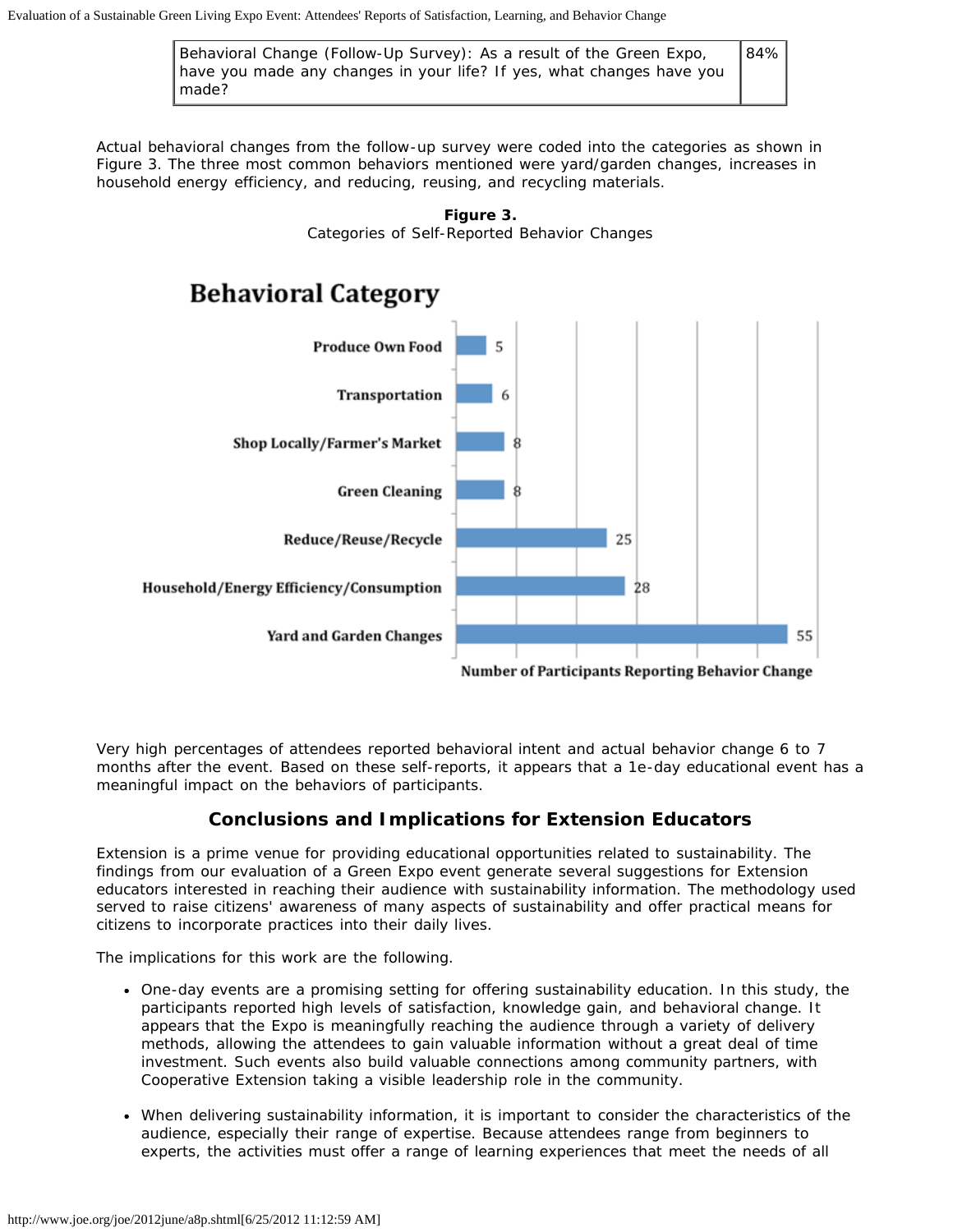| Behavioral Change (Follow-Up Survey): As a result of the Green Expo, have you made any changes in your life? If yes, what changes have you made? | 84% |
|---|---|

Actual behavioral changes from the follow-up survey were coded into the categories as shown in Figure 3. The three most common behaviors mentioned were yard/garden changes, increases in household energy efficiency, and reducing, reusing, and recycling materials.

**Figure 3.**
Categories of Self-Reported Behavior Changes

| Behavioral Category | Number of Participants Reporting Behavior Change |
|---|---|
| Produce Own Food | 5 |
| Transportation | 6 |
| Shop Locally/Farmer's Market | 8 |
| Green Cleaning | 8 |
| Reduce/Reuse/Recycle | 25 |
| Household/Energy Efficiency/Consumption | 28 |
| Yard and Garden Changes | 55 |

Very high percentages of attendees reported behavioral intent and actual behavior change 6 to 7 months after the event. Based on these self-reports, it appears that a 1e-day educational event has a meaningful impact on the behaviors of participants.

## Conclusions and Implications for Extension Educators

Extension is a prime venue for providing educational opportunities related to sustainability. The findings from our evaluation of a Green Expo event generate several suggestions for Extension educators interested in reaching their audience with sustainability information. The methodology used served to raise citizens' awareness of many aspects of sustainability and offer practical means for citizens to incorporate practices into their daily lives.

The implications for this work are the following.

- One-day events are a promising setting for offering sustainability education. In this study, the participants reported high levels of satisfaction, knowledge gain, and behavioral change. It appears that the Expo is meaningfully reaching the audience through a variety of delivery methods, allowing the attendees to gain valuable information without a great deal of time investment. Such events also build valuable connections among community partners, with Cooperative Extension taking a visible leadership role in the community.

- When delivering sustainability information, it is important to consider the characteristics of the audience, especially their range of expertise. Because attendees range from beginners to experts, the activities must offer a range of learning experiences that meet the needs of all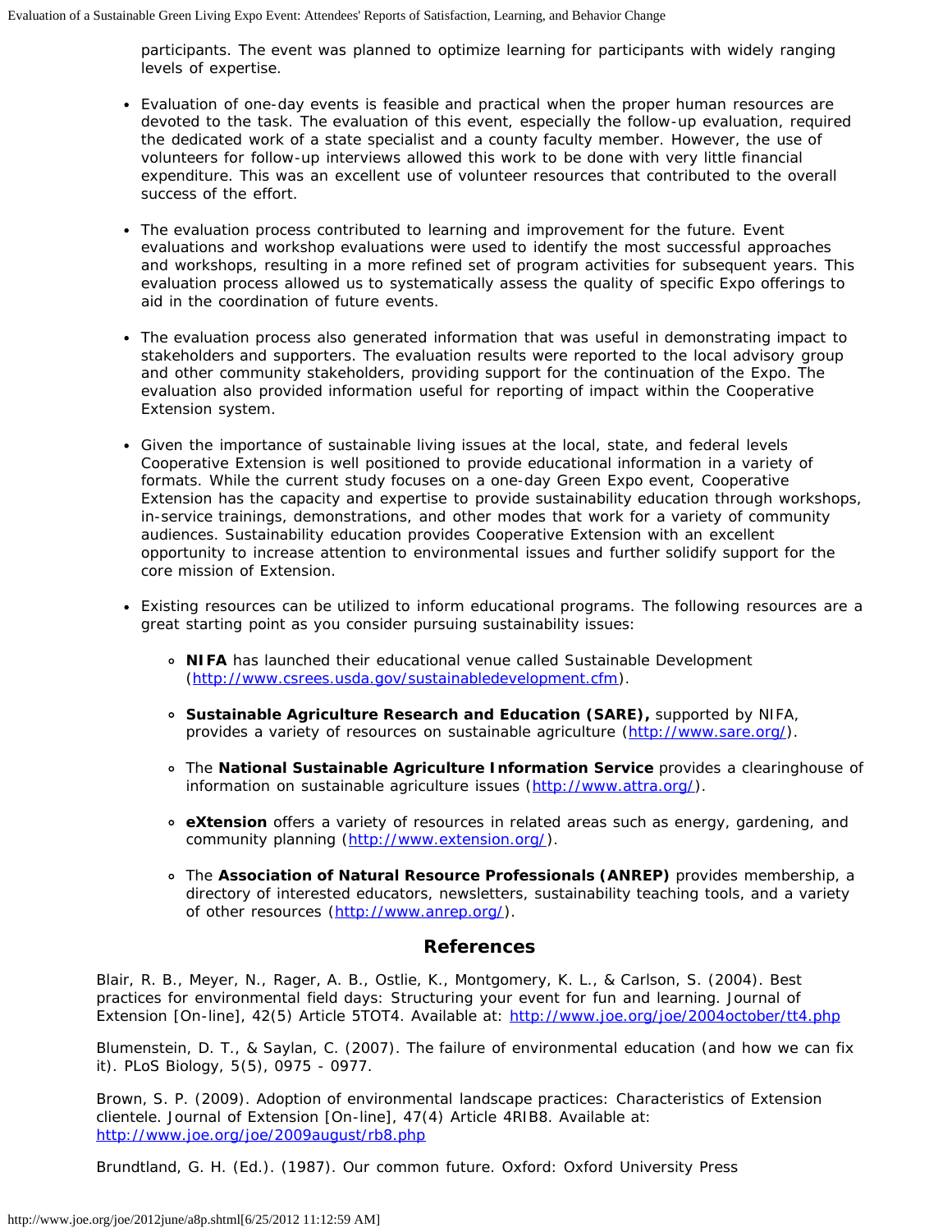participants. The event was planned to optimize learning for participants with widely ranging levels of expertise.

- Evaluation of one-day events is feasible and practical when the proper human resources are devoted to the task. The evaluation of this event, especially the follow-up evaluation, required the dedicated work of a state specialist and a county faculty member. However, the use of volunteers for follow-up interviews allowed this work to be done with very little financial expenditure. This was an excellent use of volunteer resources that contributed to the overall success of the effort.

- The evaluation process contributed to learning and improvement for the future. Event evaluations and workshop evaluations were used to identify the most successful approaches and workshops, resulting in a more refined set of program activities for subsequent years. This evaluation process allowed us to systematically assess the quality of specific Expo offerings to aid in the coordination of future events.

- The evaluation process also generated information that was useful in demonstrating impact to stakeholders and supporters. The evaluation results were reported to the local advisory group and other community stakeholders, providing support for the continuation of the Expo. The evaluation also provided information useful for reporting of impact within the Cooperative Extension system.

- Given the importance of sustainable living issues at the local, state, and federal levels Cooperative Extension is well positioned to provide educational information in a variety of formats. While the current study focuses on a one-day Green Expo event, Cooperative Extension has the capacity and expertise to provide sustainability education through workshops, in-service trainings, demonstrations, and other modes that work for a variety of community audiences. Sustainability education provides Cooperative Extension with an excellent opportunity to increase attention to environmental issues and further solidify support for the core mission of Extension.

- Existing resources can be utilized to inform educational programs. The following resources are a great starting point as you consider pursuing sustainability issues:

    - **NIFA** has launched their educational venue called Sustainable Development (http://www.csrees.usda.gov/sustainabledevelopment.cfm).

    - **Sustainable Agriculture Research and Education (SARE),** supported by NIFA, provides a variety of resources on sustainable agriculture (http://www.sare.org/).

    - The **National Sustainable Agriculture Information Service** provides a clearinghouse of information on sustainable agriculture issues (http://www.attra.org/).

    - **eXtension** offers a variety of resources in related areas such as energy, gardening, and community planning (http://www.extension.org/).

    - The **Association of Natural Resource Professionals (ANREP)** provides membership, a directory of interested educators, newsletters, sustainability teaching tools, and a variety of other resources (http://www.anrep.org/).

## References

Blair, R. B., Meyer, N., Rager, A. B., Ostlie, K., Montgomery, K. L., & Carlson, S. (2004). Best practices for environmental field days: Structuring your event for fun and learning. Journal of Extension [On-line], 42(5) Article 5TOT4. Available at: http://www.joe.org/joe/2004october/tt4.php

Blumenstein, D. T., & Saylan, C. (2007). The failure of environmental education (and how we can fix it). PLoS Biology, 5(5), 0975 - 0977.

Brown, S. P. (2009). Adoption of environmental landscape practices: Characteristics of Extension clientele. Journal of Extension [On-line], 47(4) Article 4RIB8. Available at: http://www.joe.org/joe/2009august/rb8.php

Brundtland, G. H. (Ed.). (1987). Our common future. Oxford: Oxford University Press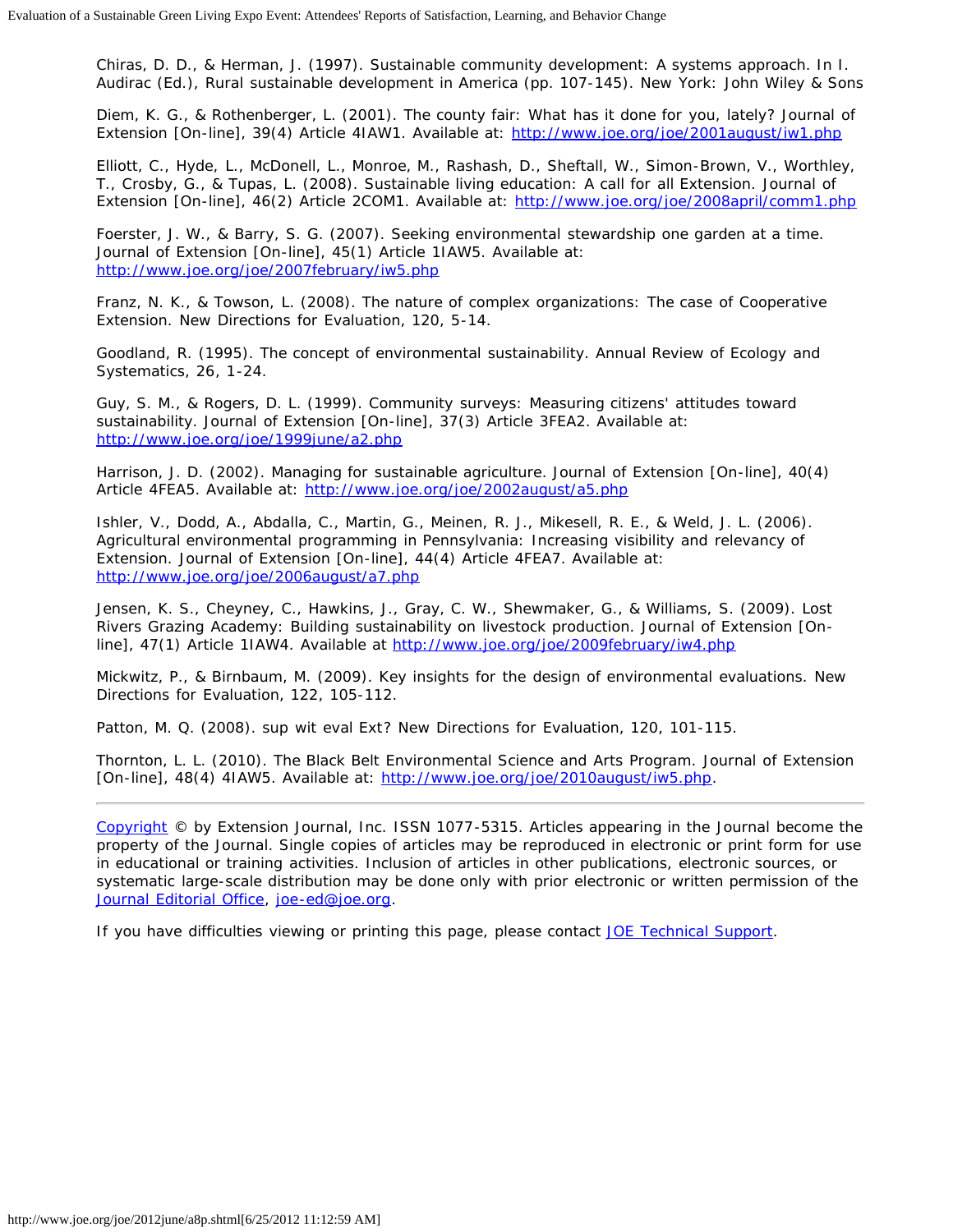Chiras, D. D., & Herman, J. (1997). Sustainable community development: A systems approach. In I. Audirac (Ed.), Rural sustainable development in America (pp. 107-145). New York: John Wiley & Sons

Diem, K. G., & Rothenberger, L. (2001). The county fair: What has it done for you, lately? Journal of Extension [On-line], 39(4) Article 4IAW1. Available at: http://www.joe.org/joe/2001august/iw1.php

Elliott, C., Hyde, L., McDonell, L., Monroe, M., Rashash, D., Sheftall, W., Simon-Brown, V., Worthley, T., Crosby, G., & Tupas, L. (2008). Sustainable living education: A call for all Extension. Journal of Extension [On-line], 46(2) Article 2COM1. Available at: http://www.joe.org/joe/2008april/comm1.php

Foerster, J. W., & Barry, S. G. (2007). Seeking environmental stewardship one garden at a time. Journal of Extension [On-line], 45(1) Article 1IAW5. Available at: http://www.joe.org/joe/2007february/iw5.php

Franz, N. K., & Towson, L. (2008). The nature of complex organizations: The case of Cooperative Extension. New Directions for Evaluation, 120, 5-14.

Goodland, R. (1995). The concept of environmental sustainability. Annual Review of Ecology and Systematics, 26, 1-24.

Guy, S. M., & Rogers, D. L. (1999). Community surveys: Measuring citizens' attitudes toward sustainability. Journal of Extension [On-line], 37(3) Article 3FEA2. Available at: http://www.joe.org/joe/1999june/a2.php

Harrison, J. D. (2002). Managing for sustainable agriculture. Journal of Extension [On-line], 40(4) Article 4FEA5. Available at: http://www.joe.org/joe/2002august/a5.php

Ishler, V., Dodd, A., Abdalla, C., Martin, G., Meinen, R. J., Mikesell, R. E., & Weld, J. L. (2006). Agricultural environmental programming in Pennsylvania: Increasing visibility and relevancy of Extension. Journal of Extension [On-line], 44(4) Article 4FEA7. Available at: http://www.joe.org/joe/2006august/a7.php

Jensen, K. S., Cheyney, C., Hawkins, J., Gray, C. W., Shewmaker, G., & Williams, S. (2009). Lost Rivers Grazing Academy: Building sustainability on livestock production. Journal of Extension [On-line], 47(1) Article 1IAW4. Available at http://www.joe.org/joe/2009february/iw4.php

Mickwitz, P., & Birnbaum, M. (2009). Key insights for the design of environmental evaluations. New Directions for Evaluation, 122, 105-112.

Patton, M. Q. (2008). sup wit eval Ext? New Directions for Evaluation, 120, 101-115.

Thornton, L. L. (2010). The Black Belt Environmental Science and Arts Program. Journal of Extension [On-line], 48(4) 4IAW5. Available at: http://www.joe.org/joe/2010august/iw5.php.

---

Copyright © by Extension Journal, Inc. ISSN 1077-5315. Articles appearing in the Journal become the property of the Journal. Single copies of articles may be reproduced in electronic or print form for use in educational or training activities. Inclusion of articles in other publications, electronic sources, or systematic large-scale distribution may be done only with prior electronic or written permission of the Journal Editorial Office, joe-ed@joe.org.

If you have difficulties viewing or printing this page, please contact JOE Technical Support.